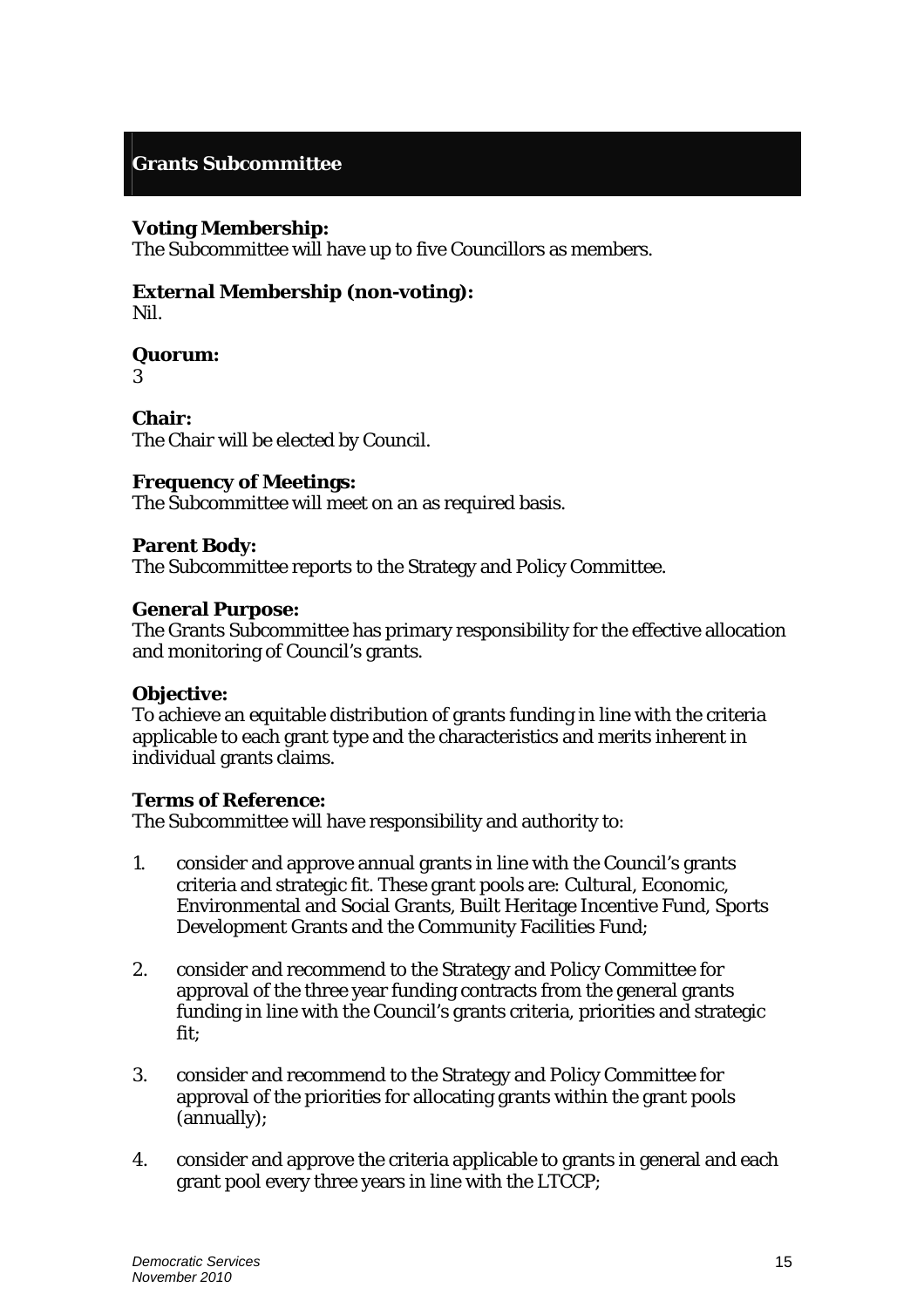# Grants Subcommittee

**Voting Membership:**
The Subcommittee will have up to five Councillors as members.

**External Membership (non-voting):**
Nil.

**Quorum:**
3

**Chair:**
The Chair will be elected by Council.

**Frequency of Meetings:**
The Subcommittee will meet on an as required basis.

**Parent Body:**
The Subcommittee reports to the Strategy and Policy Committee.

**General Purpose:**
The Grants Subcommittee has primary responsibility for the effective allocation and monitoring of Council's grants.

**Objective:**
To achieve an equitable distribution of grants funding in line with the criteria applicable to each grant type and the characteristics and merits inherent in individual grants claims.

**Terms of Reference:**
The Subcommittee will have responsibility and authority to:

1. consider and approve annual grants in line with the Council's grants criteria and strategic fit. These grant pools are: Cultural, Economic, Environmental and Social Grants, Built Heritage Incentive Fund, Sports Development Grants and the Community Facilities Fund;

2. consider and recommend to the Strategy and Policy Committee for approval of the three year funding contracts from the general grants funding in line with the Council's grants criteria, priorities and strategic fit;

3. consider and recommend to the Strategy and Policy Committee for approval of the priorities for allocating grants within the grant pools (annually);

4. consider and approve the criteria applicable to grants in general and each grant pool every three years in line with the LTCCP;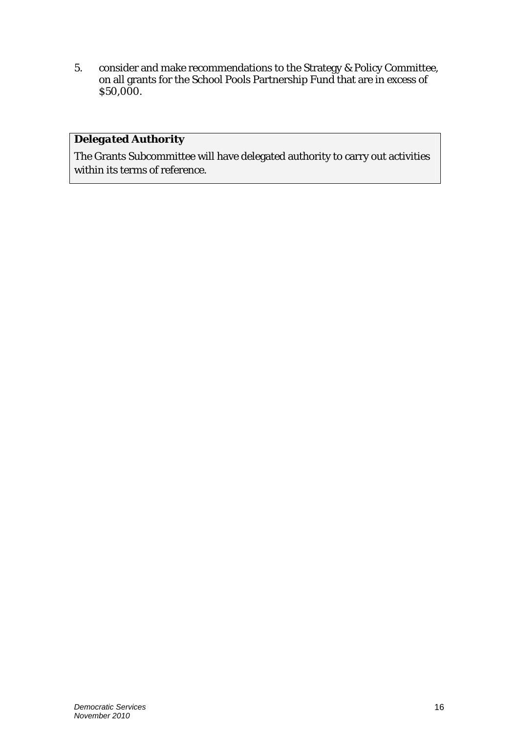5. consider and make recommendations to the Strategy & Policy Committee, on all grants for the School Pools Partnership Fund that are in excess of $50,000.

***Delegated Authority***

The Grants Subcommittee will have delegated authority to carry out activities within its terms of reference.